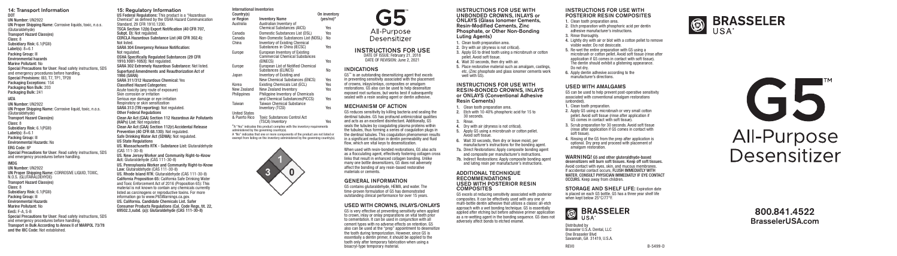## 14: Transport Information

**DOT**
**UN Number:** UN2922
**UN Proper Shipping Name:** Corrosive liquids, toxic, n.o.s. (Glutaraldehyde)
**Transport Hazard Class(es)**
**Class:** 8
**Subsidiary Risk:** 6.1(PGIII)
**Label(s):** 8+6.1
**Packing Group:** III
**Environmental hazards**
**Marine Pollutant:** No
**Special Precautions for User:** Read safety instructions, SDS and emergency procedures before handling.
**Special Provisions:** IB3, T7, TP1, TP28
**Packaging Exceptions:** 154
**Packaging Non Bulk:** 203
**Packaging Bulk:** 241

**IATA**
**UN Number:** UN2922
**UN Proper Shipping Name:** Corrosive liquid, toxic, n.o.s. (Glutaraldehyde)
**Transport Hazard Class(es)**
**Class:** 8
**Subsidiary Risk:** 6.1(PGIII)
**Label(s):** 8+6.1
**Packing Group:** III
**Environmental Hazards:** No
**ERG Code:** 8P
**Special Precautions for User:** Read safety instructions, SDS and emergency procedures before handling.

**IMDG**
**UN Number:** UN2922
**UN Proper Shipping Name:** CORROSIVE LIQUID, TOXIC, N.O.S. (GLUTARALDEHYDE)
**Transport Hazard Class(es)**
**Class:** 8
**Subsidiary Risk:** 6.1(PGIII)
**Packing Group:** III
**Environmental Hazards**
**Marine Pollutant:** No
**EmS:** F-A, S-B
**Special Precautions for User:** Read safety instructions, SDS and emergency procedures before handling.
**Transport in Bulk According to Annex II of MARPOL 73/78 and the IBC Code:** Not established.

## 15: Regulatory Information

**US Federal Regulations:** This product is a "Hazardous Chemical" as defined by the OSHA Hazard Communication Standard, 29 CFR 1910.1200.
**TSCA Section 12(b) Export Notification (40 CFR 707, Subpt. D):** Not regulated.
**CERCLA Hazardous Substance List (40 CFR 302.4):** Not listed.
**SARA 304 Emergency Release Notification:** Not regulated.
**OSHA Specifically Regulated Substances (29 CFR 1910.1001-1053):** Not regulated.
**SARA 302 Extremely Hazardous Substance:** Not listed.
**Superfund Amendments and Reauthorization Act of 1986 (SARA)**
**SARA 311/312 Hazardous Chemical:** Yes
**Classified Hazard Categories:**
Acute toxicity (any route of exposure)
Skin corrosion or irritation
Serious eye damage or eye irritation
Respiratory or skin sensitization
**SARA 313 (TRI reporting):** Not regulated.
**Other Federal Regulations**
**Clean Air Act (CAA) Section 112 Hazardous Air Pollutants (HAPs) List:** Not regulated.
**Clean Air Act (CAA) Section 112(r) Accidental Release Prevention (40 CFR 68.130):** Not regulated.
**Safe Drinking Water Act (SDWA):** Not regulated.
**US State Regulations**
**US. Massachusetts RTK - Substance List:** Glutaraldehyde (CAS 111-30-8)
**US. New Jersey Worker and Community Right-to-Know Act:** Glutaraldehyde (CAS 111-30-8)
**US. Pennsylvania Worker and Community Right-to-Know Law:** Glutaraldehyde (CAS 111-30-8)
**US. Rhode Island RTK:** Glutaraldehyde (CAS 111-30-8)
**California Proposition 65:** California Safe Drinking Water and Toxic Enforcement Act of 2016 (Proposition 65): This material is not known to contain any chemicals currently listed as carcinogens or reproductive toxins. For more information go to www.P65Warnings.ca.gov.
**US. California. Candidate Chemicals List. Safer Consumer Products Regulations (Cal. Code Regs, tit. 22, 69502.3,subd. (a)): Glutaraldehyde (CAS 111-30-8)**

**International Inventories**

| Country(s) or Region | Inventory Name | On inventory (yes/no)* |
|---|---|---|
| Australia | Australian Inventory of Chemical Substances (AICS) | Yes |
| Canada | Domestic Substances List (DSL) | Yes |
| Canada | Non-Domestic Substances List (NDSL) | No |
| China | Inventory of Existing Chemical Substances in China (IECSC) | Yes |
| Europe | European Inventory of Existing Commercial Chemical Substances (EINECS) | Yes |
| Europe | European List of Notified Chemical Substances (ELINCS) | No |
| Japan | Inventory of Existing and New Chemical Substances (ENCS) | Yes |
| Korea | Existing Chemicals List (ECL) | Yes |
| New Zealand | New Zealand Inventory | Yes |
| Philippines | Philippine Inventory of Chemicals and Chemical Substances(PICCS) | Yes |
| Taiwan | Taiwan Chemical Substance Inventory (TCSI) | Yes |
| United States & Puerto Rico | Toxic Substances Control Act (TSCA) Inventory | Yes |

*A "Yes" indicates this product complies with the inventory requirements administered by the governing country(s).
A "No" indicates that one or more components of the product are not listed or exempt from listing on the inventory administered by the governing country(s).

# G5™ All-Purpose Desensitizer

## INSTRUCTIONS FOR USE

DATE OF ISSUE: February 21, 2018
DATE OF REVISION: June 2, 2021

### INDICATIONS

G5™ is an outstanding desensitizing agent that excels in preventing sensitivity associated with the placement of crowns, inlays/onlays, composites or amalgam restorations. G5 also can be used to help desensitize exposed root surfaces, but works best if subsequently sealed with a resin sealing agent or dentin adhesive.

### MECHANISM OF ACTION

G5 reduces sensitivity by killing bacteria and sealing the dentinal tubules. G5 has profound antimicrobial qualities and acts as an excellent disinfectant. Additionally, G5 seals the tubules by coagulating plasma proteins within the tubules, thus forming a series of coagulation plugs in the dentinal tubules. This coagulation phenomenon results in a significant reduction in dentin permeability and fluid flow, which are vital keys to desensitization.

When used with resin-bonded restorations, G5 also acts as a flocculating agent, effectively fostering collagen cross links that result in enhanced collagen bonding. Unlike many one bottle desensitizers, G5 does not adversely affect the bonding of any resin-based restorative materials or cements.

### GENERAL INFORMATION

G5 contains glutaraldehyde, HEMA, and water. The time-proven formulation of G5 has demonstrated outstanding clinical performance for over 15 years.

### USED WITH CROWNS, INLAYS/ONLAYS

G5 is very effective at preventing sensitivity when applied to crown, inlay or onlay preparations on vital teeth prior to cementation. It can be used in conjunction with all cement types with no adverse effects on retention. G5 also can be used at the "prep" appointment to desensitize the tooth during temporization. However, since G5 is essentially a dentin primer, it should be applied to the tooth only after temporary fabrication when using a bisacryl-type temporary material.

### INSTRUCTIONS FOR USE WITH UNBONDED CROWNS, INLAYS or ONLAYS (Glass Ionomer Cements, Resin-Modified Cements, Zinc Phosphate, or Other Non-Bonding Luting Agents)

1. Clean tooth preparation area.
2. Dry with air (dryness is not critical).
3. Apply G5 to dried tooth using a microbrush or cotton pellet. Avoid soft tissue.
4. Wait 30 seconds, then dry with air.
5. Place restorative material such as amalgams, castings, etc. (Zinc phosphate and glass ionomer cements work well with G5).

### INSTRUCTIONS FOR USE WITH RESIN-BONDED CROWNS, INLAYS or ONLAYS (Conventional Adhesive Resin Cements)

1. Clean tooth preparation area.
2. Etch with 10-40% phosphoric acid for 15 to 30 seconds.
3. Rinse.
4. Dry with air (dryness is not critical).
5. Apply G5 using a microbrush or cotton pellet. Avoid soft tissue.
6. Wait 30 seconds, then dry or leave moist, per manufacturer's instructions for the bonding agent.

7a. Direct Restorations: Apply composite bonding agent and composite per manufacturer's instructions.
7b. Indirect Restorations: Apply composite bonding agent and luting resin per manufacturer's instructions.

### ADDITIONAL TECHNIQUE RECOMMENDATIONS USED WITH POSTERIOR RESIN COMPOSITES

G5 excels at reducing sensitivity associated with posterior composites. It can be effectively used with any one or multi-bottle dentin adhesive that utilizes a classic all-etch approach with a wet bonding technique. G5 is essentially applied after etching but before adhesive primer application as a re-wetting agent in the bonding sequence. G5 does not adversely affect bonds to etched enamel.

### INSTRUCTIONS FOR USE WITH POSTERIOR RESIN COMPOSITES

1. Clean tooth preparation area.
2. Etch preparation with phosphoric acid per dentin adhesive manufacturer's instructions.
3. Rinse thoroughly.
4. Lightly dry with air or blot with a cotton pellet to remove visible water. Do not desiccate.
5. Re-wet the entire preparation with G5 using a microbrush or cotton pellet. Avoid soft tissue (rinse after application if G5 comes in contact with soft tissue). The dentin should exhibit a glistening appearance. Do not dry.
6. Apply dentin adhesive according to the manufacturer's directions.

### USED WITH AMALGAMS

G5 can be used to help prevent post-operative sensitivity associated with conventional amalgam restorations (unbonded).

1. Clean tooth preparation.
2. Apply G5 using a microbrush or very small cotton pellet. Avoid soft tissue (rinse after application if G5 comes in contact with soft tissue).
3. Scrub preparation for 30 seconds. Avoid soft tissue (rinse after application if G5 comes in contact with soft tissue).
4. Rinsing of the G5 from the prep after application is optional. Dry prep and proceed with placement of amalgam restoration.

**WARNING! G5 and other glutaraldhyde-based desensitizers will burn soft tissues. Keep off soft tissues.** Avoid contact with eyes, skin, and mucous membranes. If accidental contact occurs, **FLUSH IMMEDIATELY WITH WATER. CONSULT PHYSICIAN IMMEDIATELY IF EYE CONTACT OCCURS.** Keep away from children.

**STORAGE AND SHELF LIFE:** Expiration date is placed on each G5 bottle. G5 has a three year shelf life when kept below 25°C/77°F.

BRASSELER USA®

Distributed by
Brasseler U.S.A. Dental, LLC
One Brasseler Blvd
Savannah, GA 31419, U.S.A.

REV0

B-5499-D

BRASSELER USA®

# G5™ All-Purpose Desensitizer

800.841.4522
BrasselerUSA.com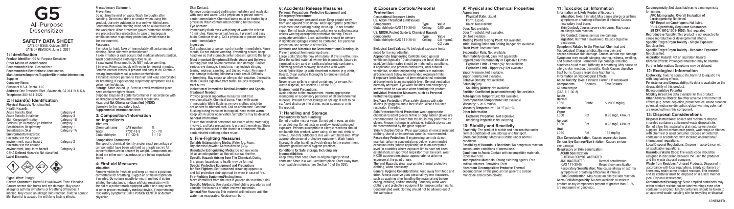# G5 All-Purpose Desensitizer

## SAFETY DATA SHEET

DATE OF ISSUE: October, 2019
DATE OF REVISION: June 2, 2021

## 1: Identification

**Product Identifier:** G5 All-Purpose Desensitizer
**Other Means of Identification**
**Recommended Use:** Desensitizer.
**Recommended Restrictions:** None known.
**Manufacturer/Importer/Supplier/Distributor Information**
**Supplier**
**Company Name:**
Brasseler U.S.A. Dental, LLC
**Address:** One Brasseler Blvd., Savannah, GA 31419, U.S.A.
**Telephone:** 800-841-4522

## 2: Hazard(s) Identification

**Physical Hazards:** Not classified.
**Health Hazards:**

| | |
|---|---|
| Acute Toxicity, Oral | Category 4 |
| Acute Toxicity, Inhalation | Category 3 |
| Skin Corrosion/Irritation | Category 1B |
| Serious Eye Damage/Eye Irritation | Category 1 |
| Sensitization, Respiratory | Category 1 |
| Sensitization, Skin | Category 1A |
| **Environmental Hazards:** | |
| Hazardous to the aquatic environment, acute hazard | Category 2 |
| Hazardous to the aquatic environment, long-term hazard | Category 2 |

**OSHA Defined Hazards:** Not classified.
**Label Elements:**

**Signal Word:** Danger
**Hazard Statement:** Harmful if swallowed. Toxic if inhaled. Causes severe skin burns and eye damage. May cause allergy or asthma symptoms or breathing difficulties if inhaled. May cause an allergic skin reaction. Toxic to aquatic life. Harmful to aquatic life with long lasting effects.

**Precautionary Statement:**
**Prevention:**
Do not breathe mist or vapor. Wash thoroughly after handling. Do not eat, drink or smoke when using this product. Use only outdoors or in a well-ventilated area. Contaminated work clothing must not be allowed out of the workplace. Wear protective gloves/protective clothing/eye protection/face protection. In case of inadequate ventilation wear respiratory protection. Avoid release to the environment.
**Response:**
If on skin (or hair): Take off immediately all contaminated clothing. Rinse skin with water/shower.
If skin irritation or rash occurs: Get medical advice/attention.
Wash contaminated clothing before reuse.
If swallowed: Rinse mouth. Do NOT induce vomiting.
If in eyes: Rinse cautiously with water for several minutes. Remove contact lenses, if present and easy to do. Continue rinsing. Immediately call a poison center/doctor.
If inhaled: Remove person to fresh air and keep comfortable for breathing. If experiencing respiratory symptoms: Call a poison center/doctor.
**Storage:** Store locked up. Store in a well-ventilated place. Keep container tightly closed.
**Disposal:** Dispose of contents/container in accordance with local/regional/national/international regulations.
**Hazard(s) Not Otherwise Classified (HNOC)**
Corrosive to the respiratory tract.
**Supplemental Information:** None.

## 3: Composition/Information on Ingredients

**Mixtures**

| Chemical name | CAS number | % |
|---|---|---|
| Water | 7732-18-5 | 50 - 70 |
| Glutaraldehyde | 111-30-8 | 1 – 10 |

**Composition Comments:**
The specific chemical identity and/or exact percentage of component(s) have been withheld as a trade secret. All concentrations are in percent by weight. Components not listed are either non-hazardous or are below reportable limits.

## 4: First-aid Measures

**Inhalation:**
Remove victim to fresh air and keep at rest in a position comfortable for breathing. Oxygen or artificial respiration if needed. Do not use mouth-to-mouth method if victim inhaled the substance. Induce artificial respiration with the aid of a pocket mask equipped with a one-way valve or other proper respiratory medical device. If experiencing respiratory symptoms: Call a POISON CENTER or doctor/physician.

**Skin Contact:**
Remove contaminated clothing immediately and wash skin with soap and water. Call a physician or poison control center immediately. Chemical burns must be treated by a physician. Wash contaminated clothing before reuse.
**Eye Contact:**
Immediately flush eyes with plenty of water for at least 15 minutes. Remove contact lenses, if present and easy to do. Continue rinsing. Call a physician or poison control center immediately.
**Ingestion:**
Call a physician or poison control center immediately. Rinse mouth. Do not induce vomiting. If vomiting occurs, keep head low so that stomach content doesn't get into the lungs.
**Most Important Symptoms/Effects, Acute and Delayed:**
Burning pain and severe corrosive skin damage. Causes serious eye damage. Symptoms may include stinging, tearing, redness, swelling, and blurred vision. Permanent eye damage including blindness could result. Difficulty in breathing. May cause an allergic skin reaction. Dermatitis. Rash. Causes digestive tract burns. Causes respiratory tract burns.
**Indication of Immediate Medical Attention and Special Treatment Needed:**
Provide general supportive measures and treat symptomatically. Chemical burns: Flush with water immediately. While flushing, remove clothes which do not adhere to affected area. Call an ambulance. Continue flushing during transport to hospital. Keep victim warm. Keep victim under observation. Symptoms may be delayed.
**General Information:**
Ensure that medical personnel are aware of the material(s) involved, and take precautions to protect themselves. Show this safety data sheet to the doctor in attendance. Wash contaminated clothing before reuse.

## 5: Fire-Fighting Measures

**Suitable Extinguishing Media:** Water fog. Foam. Dry chemical powder. Carbon dioxide ($CO_2$).
**Unsuitable Extinguishing Media:** Do not use water jet as an extinguisher, as this will spread the fire.
**Specific Hazards Arising from The Chemical:** During fire, gases hazardous to health may be formed.
**Special Protective Equipment and Precautions for Fire-Fighters:** Self-contained breathing apparatus and full protective clothing must be worn in case of fire.
**Fire-Fighting Equipment/Instructions:**
Move containers from fire area if you can do so without risk.
**Specific Methods:** Use standard firefighting procedures and consider the hazards of other involved materials.
**General Fire Hazards:** This material will not burn until the water has evaporated. Residue can burn.

## 6: Accidental Release Measures

**Personal Precautions, Protective Equipment and Emergency Procedures:**
Keep unnecessary personnel away. Keep people away from and upwind of spill/leak. Wear appropriate protective equipment and clothing during clean-up. Do not breathe vapor. Do not touch damaged containers or spilled material unless wearing appropriate protective clothing. Ensure adequate ventilation. Local authorities should be advised if significant spillages cannot be contained. For personal protection, see section 8 of the SDS.
**Methods and Materials for Containment and Cleaning-Up:**
Prevent product from entering drains.
Large Spills: Stop the flow of material, if this is without risk. Dike the spilled material, where this is possible. Absorb in vermiculite, dry sand or earth and place into containers. Following product recovery, flush area with water.
Small Spills: Wipe up with absorbent material (e.g. cloth, fleece). Clean surface thoroughly to remove residual contamination.
Never return spills to original containers for re-use. For waste disposal, see section 13 of the SDS.
**Environmental Precautions:**
Avoid release to the environment. Inform appropriate managerial or supervisory personnel of all environmental releases. Prevent further leakage or spillage if safe to do so. Avoid discharge into drains, water courses or onto the ground.

## 7: Handling and Storage

**Precautions for Safe Handling:**
Do not breathe mist or vapor. Do not get in eyes, on skin, or on clothing. Do not taste or swallow. Avoid prolonged exposure. Persons susceptible to allergic reactions should not handle this product. When using, do not eat, drink or smoke. Use only outdoors or in a well-ventilated area. Wear appropriate personal protective equipment. Wash hands thoroughly after handling. Avoid release to the environment. Observe good industrial hygiene practices.
**Conditions for Safe Storage, Including any Incompatibilities:**
Keep away from heat. Store in original tightly closed container. Store in a well-ventilated place. Store away from incompatible materials (see Section 10 of the SDS).

## 8: Exposure Controls/Personal Protection

**Occupational Exposure Limits**
**US. ACGIH Threshold Limit Values**

| Components | Type | Value |
|---|---|---|
| Glutaraldehyde (CAS 111-30-8) | Ceiling | 0.05 ppm |

**US. NIOSH: Pocket Guide to Chemical Hazards**

| Components | Type | Value |
|---|---|---|
| Glutaraldehyde (CAS 111-30-8) | Ceiling | 0.8 mg/m3 |
| | | 0.2 ppm |

**Biological Limit Values:** No biological exposure limits noted for the ingredient(s).
**Appropriate Engineering Controls:** Good general ventilation (typically 10 air changes per hour) should be used. Ventilation rates should be matched to conditions. If applicable, use process enclosures, local exhaust ventilation, or other engineering controls to maintain airborne levels below recommended exposure limits. If exposure limits have not been established, maintain airborne levels to an acceptable level. General ventilation normally adequate. Eye wash facilities and emergency shower must be available when handling this product.
**Individual Protection Measures, such as Personal Protective Equipment**
**Eye/Face Protection:** Wear safety glasses with side shields (or goggles) and a face shield. Wear a full-face respirator, if needed.
**Skin Protection/Hand Protection:** Wear appropriate chemical resistant gloves. Nitrile or butyl rubber gloves are recommended. Be aware that the liquid may penetrate the gloves. Frequent change is advisable. Suitable gloves can be recommended by the glove supplier.
**Skin Protection/Other:** Wear appropriate chemical resistant clothing. Use of an impervious apron is recommended.
**Respiratory Protection:** If engineering controls do not maintain airborne concentrations below recommended exposure limits (where applicable) or to an acceptable level (in countries where exposure limits have not been established), an approved respirator must be worn. Wear NIOSH approved respirator appropriate for airborne exposure at the point of use.
**Thermal Hazards:** Wear appropriate thermal protective clothing, when necessary.
**General Hygiene Considerations:** Keep away from food and drink. Always observe good personal hygiene measures, such as washing after handling the material and before eating, drinking, and/or smoking. Routinely wash work clothing and protective equipment to remove contaminants. Contaminated work clothing should not be allowed out of the workplace

## 9: Physical and Chemical Properties

**Appearance**
**Physical State:** Liquid.
**Form:** Liquid.
**Color:** Not available.
**Odor:** Not available.
**Odor Threshold:** Not available.
**pH:** Not available.
**Melting Point/Freezing Point:** Not available.
**Initial Boiling Point and Boiling Range:** Not available.
**Flash Point:** Does not flash.
**Evaporation Rate:** Not available.
**Flammability (solid, gas):** Not applicable.
**Upper/Lower Flammability or Explosive Limits**
**Explosive Limit - Lower (%):** Not available.
**Explosive Limit - Upper (%):** Not available.
**Vapor Pressure:** Not available.
**Vapor Density:** Not available.
**Relative Density:** Not available.
**Solubility(ies)**
**Solubility (Water):** Not available.
**Partition Coefficient (n-octanol/water):** Not available.
**Auto-ignition Temperature:** Not available.
**Decomposition Temperature:** Not available.
**Viscosity:** > 20.5 mm²/s
**Viscosity Temperature:** 104 °F (40 °C)
**Other Information**
**Explosive Properties:** Not explosive.
**Oxidizing Properties:** Not oxidizing.

## 10: Stability and Reactivity

**Reactivity:** The product is stable and non-reactive under normal conditions of use, storage and transport.
**Chemical Stability:** Material is stable under normal conditions.
**Possibility of Hazardous Reactions:** No dangerous reaction known under conditions of normal use.
**Conditions to Avoid:** Contact with incompatible materials. Excessive heat.
**Incompatible Materials:** Strong oxidizing agents. Free radical initiators. Peroxides. Steel.
**Hazardous Decomposition Products:** Thermal decomposition of this product can generate carbon monoxide and carbon dioxide.

## 11: Toxicological Information

**Information on Likely Routes of Exposure**
**Inhalation:** Toxic if inhaled. May cause allergy or asthma symptoms or breathing difficulties if inhaled. Causes respiratory tract burns.
**Skin Contact:** Causes severe skin burns. May cause an allergic skin reaction.
**Eye Contact:** Causes serious eye damage.
**Ingestion:** Harmful if swallowed. Causes digestive tract burns.
**Symptoms Related to the Physical, Chemical and Toxicological Characteristics:** Burning pain and severe corrosive skin damage. Causes serious eye damage. Symptoms may include stinging, tearing, redness, swelling, and blurred vision. Permanent eye damage including blindness could result. Difficulty in breathing. May cause an allergic skin reaction. Dermatitis. Rash. Causes digestive tract burns. Causes respiratory tract burns.
**Information on Toxicological Effects**
**Acute Toxicity:** Toxic if inhaled. Harmful if swallowed.

| Components | Species | Test Results |
|---|---|---|
| Glutaraldehyde (CAS 111-30-8) | | |
| **Acute** | | |
| **Dermal** | | |
| LD50 | Rabbit | > 2000 mg/kg |
| **Inhalation** | | |
| **Vapor** | | |
| LC50 | Rat | 0.96 mg/l, 4 Hours |
| **Aerosol** | | |
| LC50 | Rat | 0.28 mg/l, 4 Hours |
| **Oral** | | |
| LD50 | Rat | 154 mg/kg |

**Skin Corrosion/Irritation:** Causes severe skin burns.
**Serious Eye Damage/Eye Irritation:** Causes serious eye damage.
**Respiratory or Skin Sensitization**
**ACGIH Sensitization**

| | |
|---|---|
| GLUTARALDEHYDE, ACTIVATED AND INACTIVATED (CAS 111-30-8) | Dermal sensitization Respiratory sensitization |

**Respiratory Sensitization:** May cause allergy or asthma symptoms or breathing difficulties if inhaled.
**Skin Sensitization:** May cause an allergic skin reaction.
**Germ Cell Mutagenicity:** No data available to indicate product or any components present at greater than 0.1% are mutagenic or genotoxic.

**Carcinogenicity:** Not classifiable as to carcinogenicity to humans.
**IARC Monographs: Overall Evaluation of Carcinogenicity:** Not listed.
**NTP Report on Carcinogens:** Not listed.
**OSHA Specifically Regulated Substances (29 CFR 1910.1001-1053):** Not regulated.
**Reproductive Toxicity:** This product is not expected to cause reproductive or developmental effects.
**Specific Target Organ Toxicity - Single Exposure:** Not classified.
**Specific Target Organ Toxicity - Repeated Exposure:** Not classified.
**Aspiration Hazard:** Not an aspiration hazard.
**Chronic Effects:** Prolonged inhalation may be harmful.
**Further Information:** Symptoms may be delayed.

## 12: Ecological Information

**Ecotoxicity:** Toxic to aquatic life. Harmful to aquatic life with long lasting effects.
**Persistence and Degradability:** No data is available on the degradability of this product.
**Bioaccumulative Potential**
**Mobility in Soil:** No data available for this product.
**Other Adverse Effects:** No other adverse environmental effects (e.g. ozone depletion, photochemical ozone creation potential, endocrine disruption, global warming potential) are expected from this component.

## 13: Disposal Considerations

**Disposal Instructions:** Collect and reclaim or dispose in sealed containers at licensed waste disposal site. Do not allow this material to drain into sewers/water supplies. Do not contaminate ponds, waterways or ditches with chemical or used container. Dispose of contents/container in accordance with local/regional/national/international regulations.
**Local Disposal Regulations:** Dispose in accordance with all applicable regulations.
**Hazardous Waste Code:** The waste code should be assigned in discussion between the user, the producer and the waste disposal company.
**Waste from Residues / Unused Products:** Dispose of in accordance with local regulations. Empty containers or liners may retain some product residues. This material and its container must be disposed of in a safe manner (see: Disposal instructions).
**Contaminated Packaging:** Since emptied containers may retain product residue, follow label warnings even after container is emptied. Empty containers should be taken to an approved waste handling site for recycling or disposal.

CONTINUED...